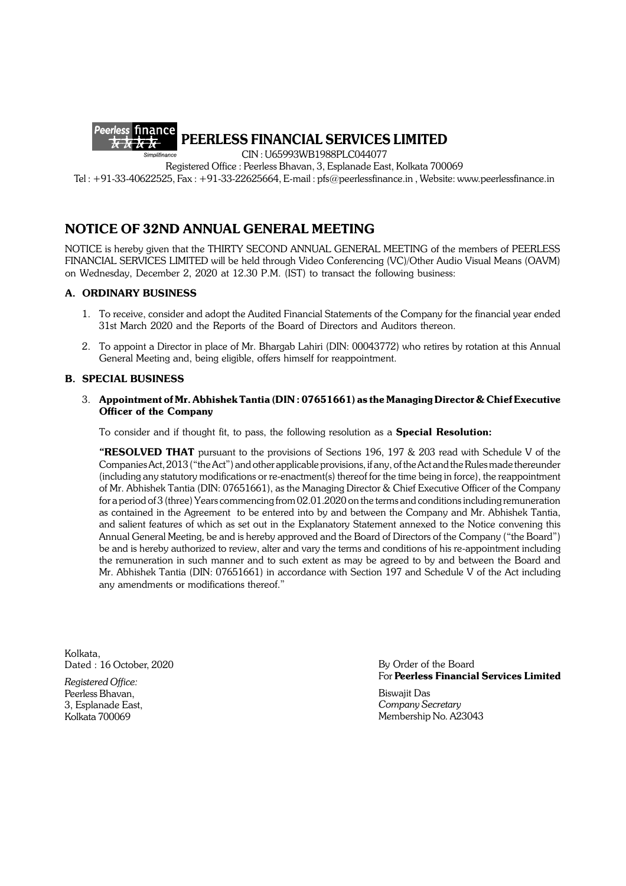# PEERLESS FINANCIAL SERVICES LIMITED

CIN : U65993WB1988PLC044077

Registered Office : Peerless Bhavan, 3, Esplanade East, Kolkata 700069

Tel : +91-33-40622525, Fax : +91-33-22625664, E-mail : pfs@peerlessfinance.in , Website: www.peerlessfinance.in

## NOTICE OF 32ND ANNUAL GENERAL MEETING

NOTICE is hereby given that the THIRTY SECOND ANNUAL GENERAL MEETING of the members of PEERLESS FINANCIAL SERVICES LIMITED will be held through Video Conferencing (VC)/Other Audio Visual Means (OAVM) on Wednesday, December 2, 2020 at 12.30 P.M. (IST) to transact the following business:

### A. ORDINARY BUSINESS

1. To receive, consider and adopt the Audited Financial Statements of the Company for the financial year ended 31st March 2020 and the Reports of the Board of Directors and Auditors thereon.
2. To appoint a Director in place of Mr. Bhargab Lahiri (DIN: 00043772) who retires by rotation at this Annual General Meeting and, being eligible, offers himself for reappointment.

### B. SPECIAL BUSINESS

3. **Appointment of Mr. Abhishek Tantia (DIN : 07651661) as the Managing Director & Chief Executive Officer of the Company**

   To consider and if thought fit, to pass, the following resolution as a **Special Resolution:**

   **"RESOLVED THAT** pursuant to the provisions of Sections 196, 197 & 203 read with Schedule V of the Companies Act, 2013 ("the Act") and other applicable provisions, if any, of the Act and the Rules made thereunder (including any statutory modifications or re-enactment(s) thereof for the time being in force), the reappointment of Mr. Abhishek Tantia (DIN: 07651661), as the Managing Director & Chief Executive Officer of the Company for a period of 3 (three) Years commencing from 02.01.2020 on the terms and conditions including remuneration as contained in the Agreement to be entered into by and between the Company and Mr. Abhishek Tantia, and salient features of which as set out in the Explanatory Statement annexed to the Notice convening this Annual General Meeting, be and is hereby approved and the Board of Directors of the Company ("the Board") be and is hereby authorized to review, alter and vary the terms and conditions of his re-appointment including the remuneration in such manner and to such extent as may be agreed to by and between the Board and Mr. Abhishek Tantia (DIN: 07651661) in accordance with Section 197 and Schedule V of the Act including any amendments or modifications thereof."

Kolkata,
Dated : 16 October, 2020

*Registered Office:*
Peerless Bhavan,
3, Esplanade East,
Kolkata 700069

By Order of the Board
For **Peerless Financial Services Limited**

Biswajit Das
*Company Secretary*
Membership No. A23043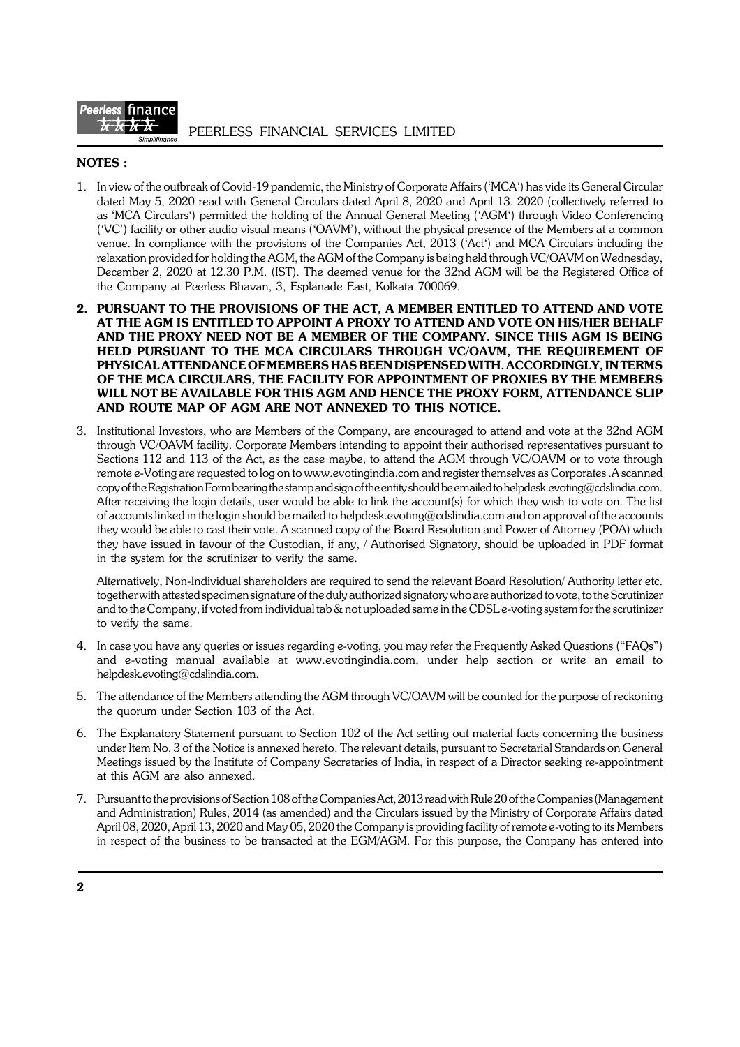**NOTES :**

1. In view of the outbreak of Covid-19 pandemic, the Ministry of Corporate Affairs ('MCA') has vide its General Circular dated May 5, 2020 read with General Circulars dated April 8, 2020 and April 13, 2020 (collectively referred to as 'MCA Circulars') permitted the holding of the Annual General Meeting ('AGM') through Video Conferencing ('VC') facility or other audio visual means ('OAVM'), without the physical presence of the Members at a common venue. In compliance with the provisions of the Companies Act, 2013 ('Act') and MCA Circulars including the relaxation provided for holding the AGM, the AGM of the Company is being held through VC/OAVM on Wednesday, December 2, 2020 at 12.30 P.M. (IST). The deemed venue for the 32nd AGM will be the Registered Office of the Company at Peerless Bhavan, 3, Esplanade East, Kolkata 700069.

2. **PURSUANT TO THE PROVISIONS OF THE ACT, A MEMBER ENTITLED TO ATTEND AND VOTE AT THE AGM IS ENTITLED TO APPOINT A PROXY TO ATTEND AND VOTE ON HIS/HER BEHALF AND THE PROXY NEED NOT BE A MEMBER OF THE COMPANY. SINCE THIS AGM IS BEING HELD PURSUANT TO THE MCA CIRCULARS THROUGH VC/OAVM, THE REQUIREMENT OF PHYSICAL ATTENDANCE OF MEMBERS HAS BEEN DISPENSED WITH. ACCORDINGLY, IN TERMS OF THE MCA CIRCULARS, THE FACILITY FOR APPOINTMENT OF PROXIES BY THE MEMBERS WILL NOT BE AVAILABLE FOR THIS AGM AND HENCE THE PROXY FORM, ATTENDANCE SLIP AND ROUTE MAP OF AGM ARE NOT ANNEXED TO THIS NOTICE.**

3. Institutional Investors, who are Members of the Company, are encouraged to attend and vote at the 32nd AGM through VC/OAVM facility. Corporate Members intending to appoint their authorised representatives pursuant to Sections 112 and 113 of the Act, as the case maybe, to attend the AGM through VC/OAVM or to vote through remote e-Voting are requested to log on to www.evotingindia.com and register themselves as Corporates .A scanned copy of the Registration Form bearing the stamp and sign of the entity should be emailed to helpdesk.evoting@cdslindia.com. After receiving the login details, user would be able to link the account(s) for which they wish to vote on. The list of accounts linked in the login should be mailed to helpdesk.evoting@cdslindia.com and on approval of the accounts they would be able to cast their vote. A scanned copy of the Board Resolution and Power of Attorney (POA) which they have issued in favour of the Custodian, if any, / Authorised Signatory, should be uploaded in PDF format in the system for the scrutinizer to verify the same.

   Alternatively, Non-Individual shareholders are required to send the relevant Board Resolution/ Authority letter etc. together with attested specimen signature of the duly authorized signatory who are authorized to vote, to the Scrutinizer and to the Company, if voted from individual tab & not uploaded same in the CDSL e-voting system for the scrutinizer to verify the same.

4. In case you have any queries or issues regarding e-voting, you may refer the Frequently Asked Questions ("FAQs") and e-voting manual available at www.evotingindia.com, under help section or write an email to helpdesk.evoting@cdslindia.com.

5. The attendance of the Members attending the AGM through VC/OAVM will be counted for the purpose of reckoning the quorum under Section 103 of the Act.

6. The Explanatory Statement pursuant to Section 102 of the Act setting out material facts concerning the business under Item No. 3 of the Notice is annexed hereto. The relevant details, pursuant to Secretarial Standards on General Meetings issued by the Institute of Company Secretaries of India, in respect of a Director seeking re-appointment at this AGM are also annexed.

7. Pursuant to the provisions of Section 108 of the Companies Act, 2013 read with Rule 20 of the Companies (Management and Administration) Rules, 2014 (as amended) and the Circulars issued by the Ministry of Corporate Affairs dated April 08, 2020, April 13, 2020 and May 05, 2020 the Company is providing facility of remote e-voting to its Members in respect of the business to be transacted at the EGM/AGM. For this purpose, the Company has entered into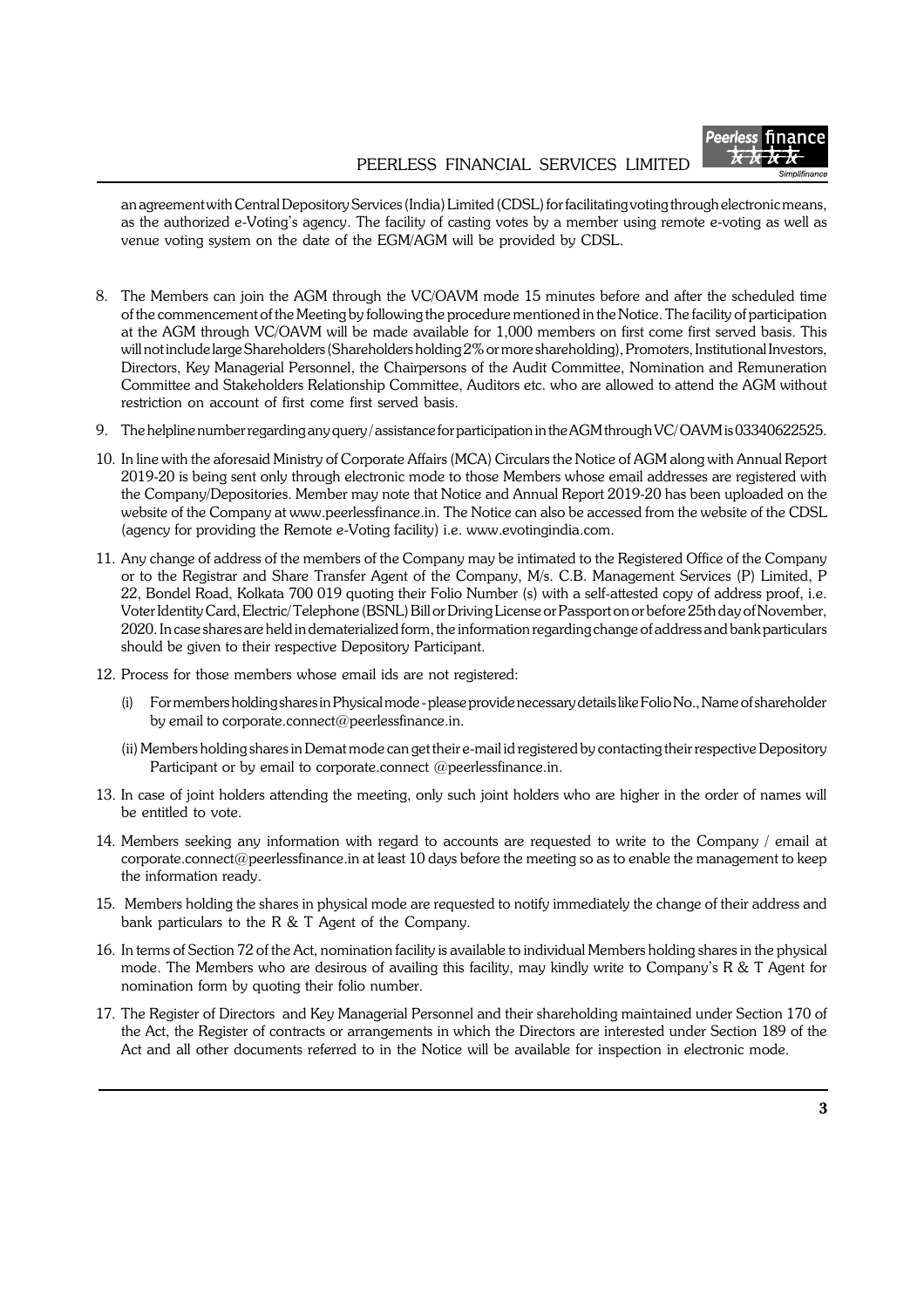an agreement with Central Depository Services (India) Limited (CDSL) for facilitating voting through electronic means, as the authorized e-Voting's agency. The facility of casting votes by a member using remote e-voting as well as venue voting system on the date of the EGM/AGM will be provided by CDSL.

8. The Members can join the AGM through the VC/OAVM mode 15 minutes before and after the scheduled time of the commencement of the Meeting by following the procedure mentioned in the Notice. The facility of participation at the AGM through VC/OAVM will be made available for 1,000 members on first come first served basis. This will not include large Shareholders (Shareholders holding 2% or more shareholding), Promoters, Institutional Investors, Directors, Key Managerial Personnel, the Chairpersons of the Audit Committee, Nomination and Remuneration Committee and Stakeholders Relationship Committee, Auditors etc. who are allowed to attend the AGM without restriction on account of first come first served basis.

9. The helpline number regarding any query / assistance for participation in the AGM through VC/ OAVM is 03340622525.

10. In line with the aforesaid Ministry of Corporate Affairs (MCA) Circulars the Notice of AGM along with Annual Report 2019-20 is being sent only through electronic mode to those Members whose email addresses are registered with the Company/Depositories. Member may note that Notice and Annual Report 2019-20 has been uploaded on the website of the Company at www.peerlessfinance.in. The Notice can also be accessed from the website of the CDSL (agency for providing the Remote e-Voting facility) i.e. www.evotingindia.com.

11. Any change of address of the members of the Company may be intimated to the Registered Office of the Company or to the Registrar and Share Transfer Agent of the Company, M/s. C.B. Management Services (P) Limited, P 22, Bondel Road, Kolkata 700 019 quoting their Folio Number (s) with a self-attested copy of address proof, i.e. Voter Identity Card, Electric/ Telephone (BSNL) Bill or Driving License or Passport on or before 25th day of November, 2020. In case shares are held in dematerialized form, the information regarding change of address and bank particulars should be given to their respective Depository Participant.

12. Process for those members whose email ids are not registered:

    (i) For members holding shares in Physical mode - please provide necessary details like Folio No., Name of shareholder by email to corporate.connect@peerlessfinance.in.

    (ii) Members holding shares in Demat mode can get their e-mail id registered by contacting their respective Depository Participant or by email to corporate.connect @peerlessfinance.in.

13. In case of joint holders attending the meeting, only such joint holders who are higher in the order of names will be entitled to vote.

14. Members seeking any information with regard to accounts are requested to write to the Company / email at corporate.connect@peerlessfinance.in at least 10 days before the meeting so as to enable the management to keep the information ready.

15. Members holding the shares in physical mode are requested to notify immediately the change of their address and bank particulars to the R & T Agent of the Company.

16. In terms of Section 72 of the Act, nomination facility is available to individual Members holding shares in the physical mode. The Members who are desirous of availing this facility, may kindly write to Company's R & T Agent for nomination form by quoting their folio number.

17. The Register of Directors and Key Managerial Personnel and their shareholding maintained under Section 170 of the Act, the Register of contracts or arrangements in which the Directors are interested under Section 189 of the Act and all other documents referred to in the Notice will be available for inspection in electronic mode.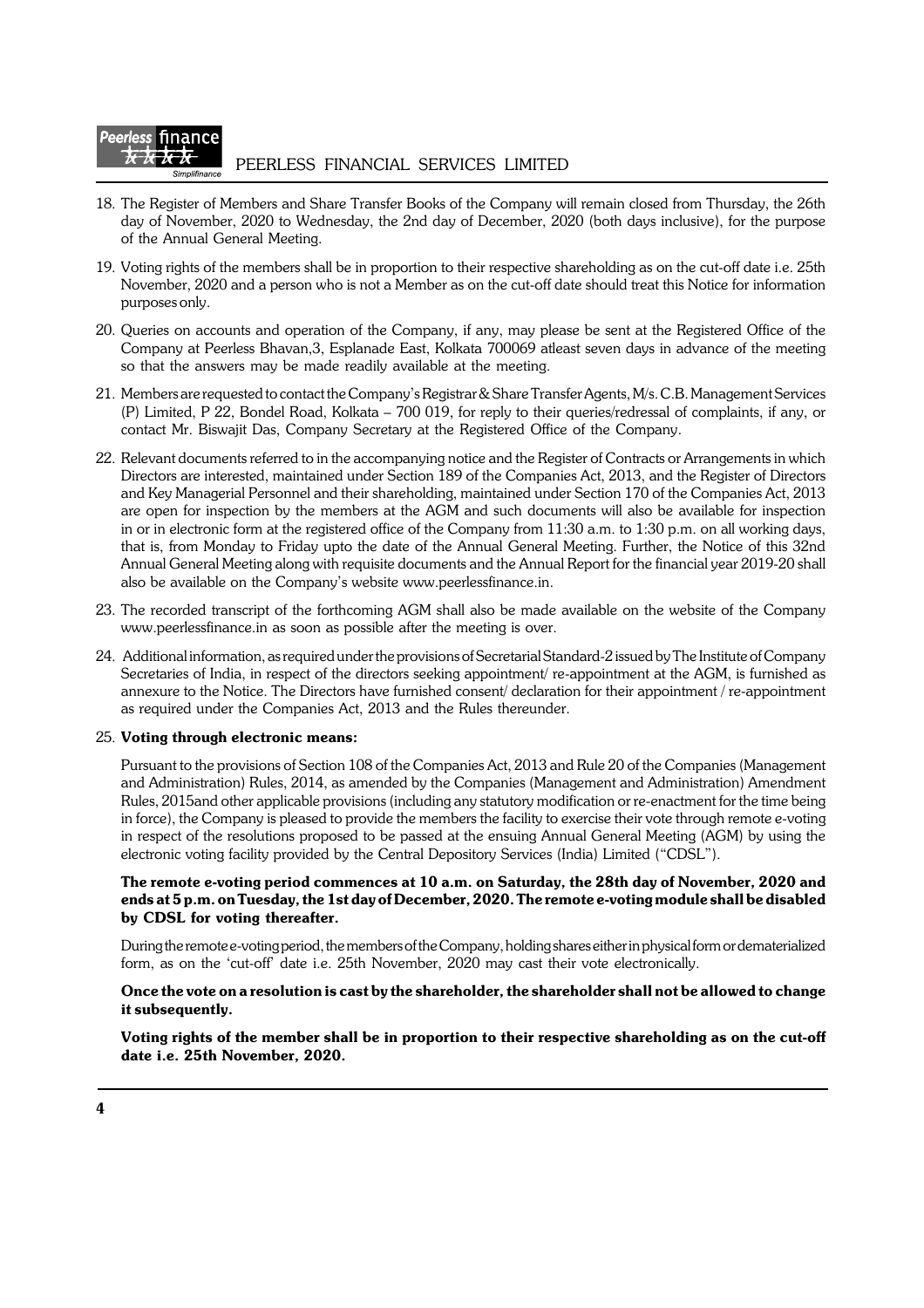18. The Register of Members and Share Transfer Books of the Company will remain closed from Thursday, the 26th day of November, 2020 to Wednesday, the 2nd day of December, 2020 (both days inclusive), for the purpose of the Annual General Meeting.

19. Voting rights of the members shall be in proportion to their respective shareholding as on the cut-off date i.e. 25th November, 2020 and a person who is not a Member as on the cut-off date should treat this Notice for information purposes only.

20. Queries on accounts and operation of the Company, if any, may please be sent at the Registered Office of the Company at Peerless Bhavan,3, Esplanade East, Kolkata 700069 atleast seven days in advance of the meeting so that the answers may be made readily available at the meeting.

21. Members are requested to contact the Company's Registrar & Share Transfer Agents, M/s. C.B. Management Services (P) Limited, P 22, Bondel Road, Kolkata – 700 019, for reply to their queries/redressal of complaints, if any, or contact Mr. Biswajit Das, Company Secretary at the Registered Office of the Company.

22. Relevant documents referred to in the accompanying notice and the Register of Contracts or Arrangements in which Directors are interested, maintained under Section 189 of the Companies Act, 2013, and the Register of Directors and Key Managerial Personnel and their shareholding, maintained under Section 170 of the Companies Act, 2013 are open for inspection by the members at the AGM and such documents will also be available for inspection in or in electronic form at the registered office of the Company from 11:30 a.m. to 1:30 p.m. on all working days, that is, from Monday to Friday upto the date of the Annual General Meeting. Further, the Notice of this 32nd Annual General Meeting along with requisite documents and the Annual Report for the financial year 2019-20 shall also be available on the Company's website www.peerlessfinance.in.

23. The recorded transcript of the forthcoming AGM shall also be made available on the website of the Company www.peerlessfinance.in as soon as possible after the meeting is over.

24. Additional information, as required under the provisions of Secretarial Standard-2 issued by The Institute of Company Secretaries of India, in respect of the directors seeking appointment/ re-appointment at the AGM, is furnished as annexure to the Notice. The Directors have furnished consent/ declaration for their appointment / re-appointment as required under the Companies Act, 2013 and the Rules thereunder.

25. **Voting through electronic means:**

    Pursuant to the provisions of Section 108 of the Companies Act, 2013 and Rule 20 of the Companies (Management and Administration) Rules, 2014, as amended by the Companies (Management and Administration) Amendment Rules, 2015and other applicable provisions (including any statutory modification or re-enactment for the time being in force), the Company is pleased to provide the members the facility to exercise their vote through remote e-voting in respect of the resolutions proposed to be passed at the ensuing Annual General Meeting (AGM) by using the electronic voting facility provided by the Central Depository Services (India) Limited ("CDSL").

    **The remote e-voting period commences at 10 a.m. on Saturday, the 28th day of November, 2020 and ends at 5 p.m. on Tuesday, the 1st day of December, 2020. The remote e-voting module shall be disabled by CDSL for voting thereafter.**

    During the remote e-voting period, the members of the Company, holding shares either in physical form or dematerialized form, as on the 'cut-off' date i.e. 25th November, 2020 may cast their vote electronically.

    **Once the vote on a resolution is cast by the shareholder, the shareholder shall not be allowed to change it subsequently.**

    **Voting rights of the member shall be in proportion to their respective shareholding as on the cut-off date i.e. 25th November, 2020.**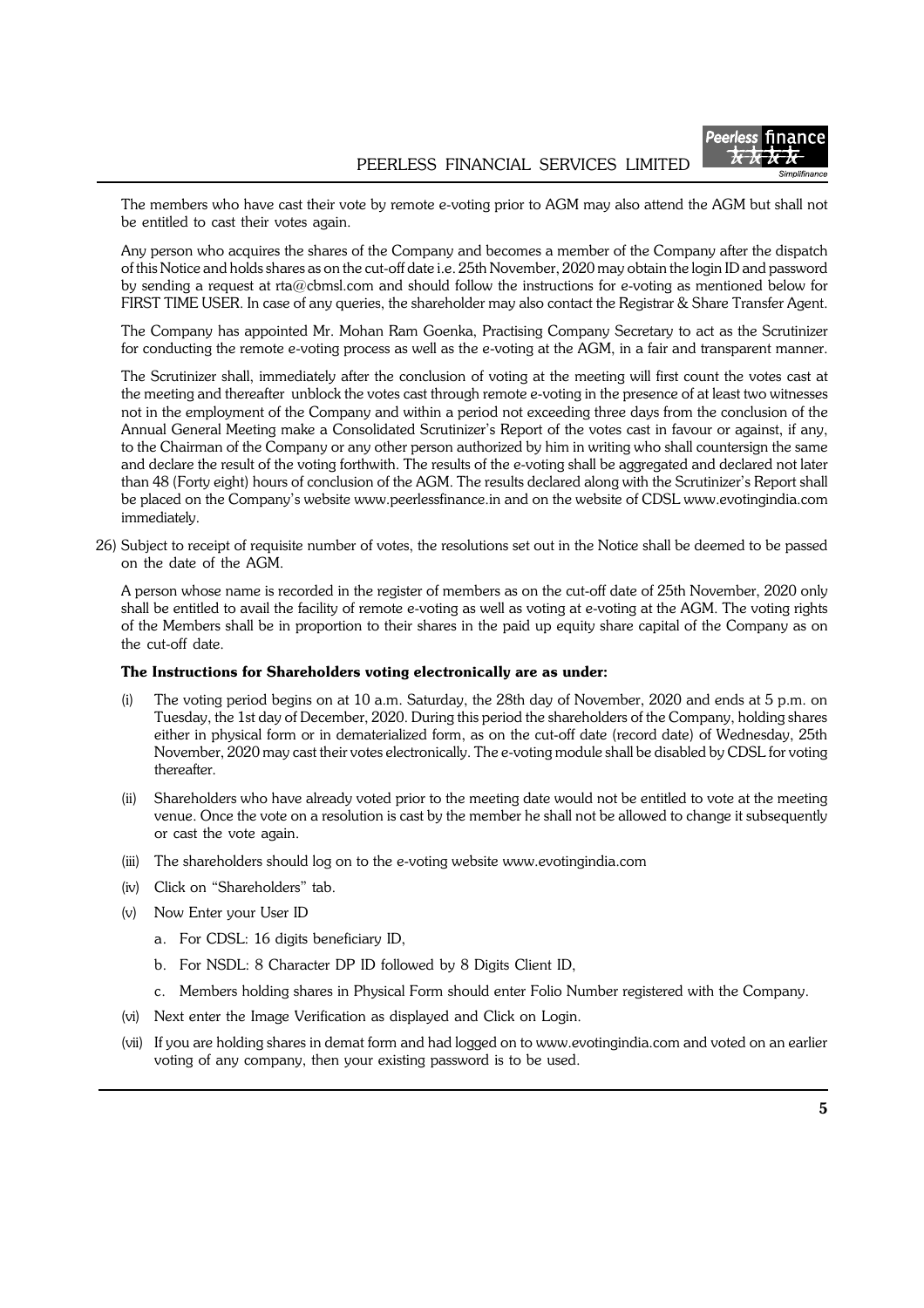The members who have cast their vote by remote e-voting prior to AGM may also attend the AGM but shall not be entitled to cast their votes again.

Any person who acquires the shares of the Company and becomes a member of the Company after the dispatch of this Notice and holds shares as on the cut-off date i.e. 25th November, 2020 may obtain the login ID and password by sending a request at rta@cbmsl.com and should follow the instructions for e-voting as mentioned below for FIRST TIME USER. In case of any queries, the shareholder may also contact the Registrar & Share Transfer Agent.

The Company has appointed Mr. Mohan Ram Goenka, Practising Company Secretary to act as the Scrutinizer for conducting the remote e-voting process as well as the e-voting at the AGM, in a fair and transparent manner.

The Scrutinizer shall, immediately after the conclusion of voting at the meeting will first count the votes cast at the meeting and thereafter unblock the votes cast through remote e-voting in the presence of at least two witnesses not in the employment of the Company and within a period not exceeding three days from the conclusion of the Annual General Meeting make a Consolidated Scrutinizer's Report of the votes cast in favour or against, if any, to the Chairman of the Company or any other person authorized by him in writing who shall countersign the same and declare the result of the voting forthwith. The results of the e-voting shall be aggregated and declared not later than 48 (Forty eight) hours of conclusion of the AGM. The results declared along with the Scrutinizer's Report shall be placed on the Company's website www.peerlessfinance.in and on the website of CDSL www.evotingindia.com immediately.

26) Subject to receipt of requisite number of votes, the resolutions set out in the Notice shall be deemed to be passed on the date of the AGM.

A person whose name is recorded in the register of members as on the cut-off date of 25th November, 2020 only shall be entitled to avail the facility of remote e-voting as well as voting at e-voting at the AGM. The voting rights of the Members shall be in proportion to their shares in the paid up equity share capital of the Company as on the cut-off date.

**The Instructions for Shareholders voting electronically are as under:**

(i) The voting period begins on at 10 a.m. Saturday, the 28th day of November, 2020 and ends at 5 p.m. on Tuesday, the 1st day of December, 2020. During this period the shareholders of the Company, holding shares either in physical form or in dematerialized form, as on the cut-off date (record date) of Wednesday, 25th November, 2020 may cast their votes electronically. The e-voting module shall be disabled by CDSL for voting thereafter.

(ii) Shareholders who have already voted prior to the meeting date would not be entitled to vote at the meeting venue. Once the vote on a resolution is cast by the member he shall not be allowed to change it subsequently or cast the vote again.

(iii) The shareholders should log on to the e-voting website www.evotingindia.com

(iv) Click on "Shareholders" tab.

(v) Now Enter your User ID

  a. For CDSL: 16 digits beneficiary ID,

  b. For NSDL: 8 Character DP ID followed by 8 Digits Client ID,

  c. Members holding shares in Physical Form should enter Folio Number registered with the Company.

(vi) Next enter the Image Verification as displayed and Click on Login.

(vii) If you are holding shares in demat form and had logged on to www.evotingindia.com and voted on an earlier voting of any company, then your existing password is to be used.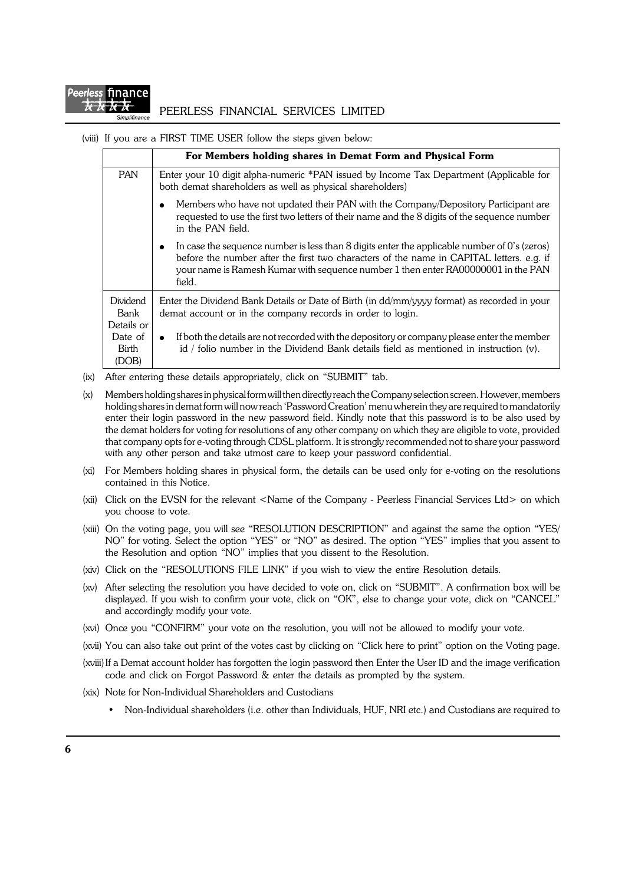(viii) If you are a FIRST TIME USER follow the steps given below:

| | For Members holding shares in Demat Form and Physical Form |
|---|---|
| PAN | Enter your 10 digit alpha-numeric *PAN issued by Income Tax Department (Applicable for both demat shareholders as well as physical shareholders)<br>• Members who have not updated their PAN with the Company/Depository Participant are requested to use the first two letters of their name and the 8 digits of the sequence number in the PAN field.<br>• In case the sequence number is less than 8 digits enter the applicable number of 0's (zeros) before the number after the first two characters of the name in CAPITAL letters. e.g. if your name is Ramesh Kumar with sequence number 1 then enter RA00000001 in the PAN field. |
| Dividend Bank Details or Date of Birth (DOB) | Enter the Dividend Bank Details or Date of Birth (in dd/mm/yyyy format) as recorded in your demat account or in the company records in order to login.<br>• If both the details are not recorded with the depository or company please enter the member id / folio number in the Dividend Bank details field as mentioned in instruction (v). |

(ix) After entering these details appropriately, click on "SUBMIT" tab.

(x) Members holding shares in physical form will then directly reach the Company selection screen. However, members holding shares in demat form will now reach 'Password Creation' menu wherein they are required to mandatorily enter their login password in the new password field. Kindly note that this password is to be also used by the demat holders for voting for resolutions of any other company on which they are eligible to vote, provided that company opts for e-voting through CDSL platform. It is strongly recommended not to share your password with any other person and take utmost care to keep your password confidential.

(xi) For Members holding shares in physical form, the details can be used only for e-voting on the resolutions contained in this Notice.

(xii) Click on the EVSN for the relevant <Name of the Company - Peerless Financial Services Ltd> on which you choose to vote.

(xiii) On the voting page, you will see "RESOLUTION DESCRIPTION" and against the same the option "YES/ NO" for voting. Select the option "YES" or "NO" as desired. The option "YES" implies that you assent to the Resolution and option "NO" implies that you dissent to the Resolution.

(xiv) Click on the "RESOLUTIONS FILE LINK" if you wish to view the entire Resolution details.

(xv) After selecting the resolution you have decided to vote on, click on "SUBMIT". A confirmation box will be displayed. If you wish to confirm your vote, click on "OK", else to change your vote, click on "CANCEL" and accordingly modify your vote.

(xvi) Once you "CONFIRM" your vote on the resolution, you will not be allowed to modify your vote.

(xvii) You can also take out print of the votes cast by clicking on "Click here to print" option on the Voting page.

(xviii) If a Demat account holder has forgotten the login password then Enter the User ID and the image verification code and click on Forgot Password & enter the details as prompted by the system.

(xix) Note for Non-Individual Shareholders and Custodians

- Non-Individual shareholders (i.e. other than Individuals, HUF, NRI etc.) and Custodians are required to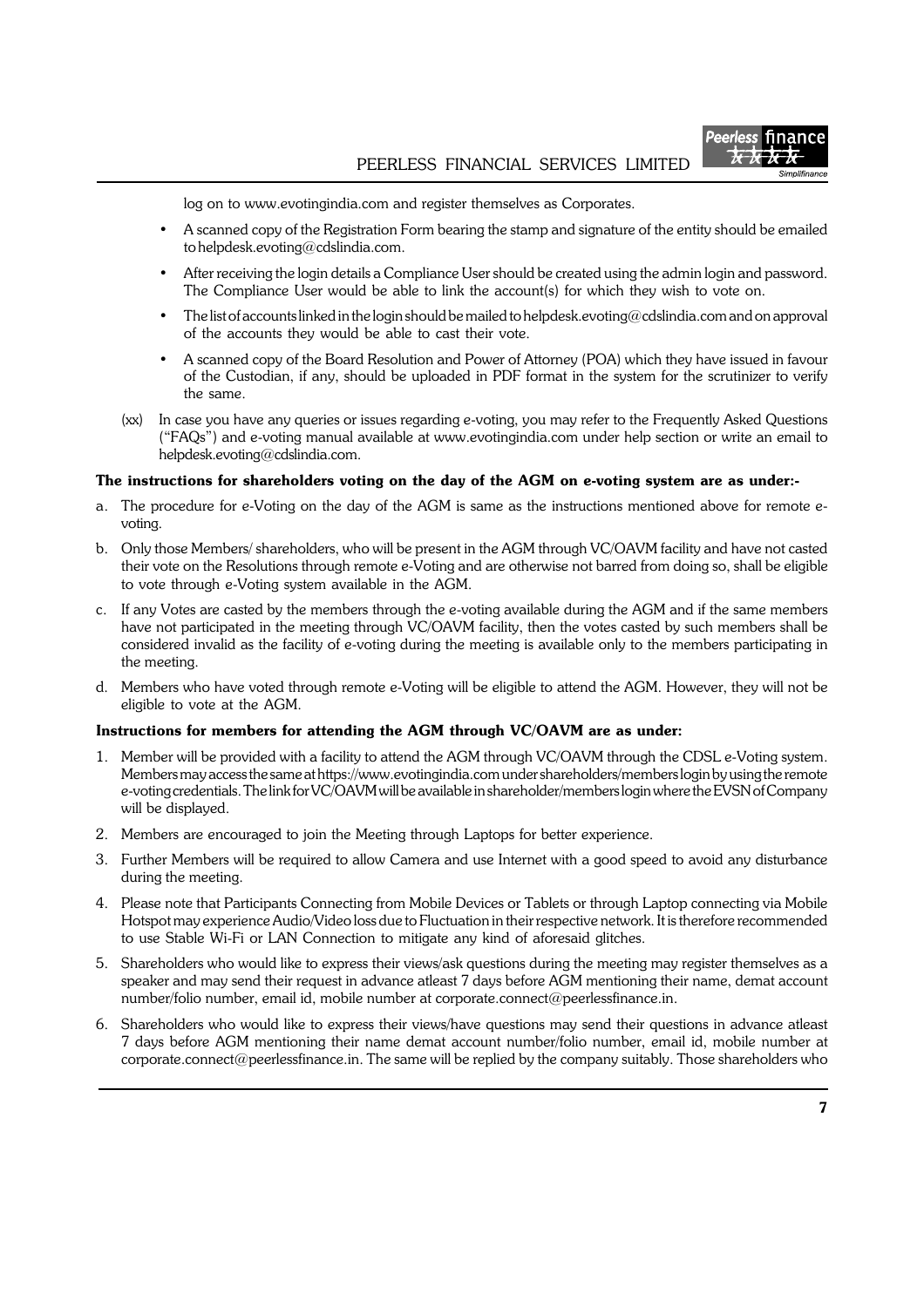log on to www.evotingindia.com and register themselves as Corporates.

- A scanned copy of the Registration Form bearing the stamp and signature of the entity should be emailed to helpdesk.evoting@cdslindia.com.
- After receiving the login details a Compliance User should be created using the admin login and password. The Compliance User would be able to link the account(s) for which they wish to vote on.
- The list of accounts linked in the login should be mailed to helpdesk.evoting@cdslindia.com and on approval of the accounts they would be able to cast their vote.
- A scanned copy of the Board Resolution and Power of Attorney (POA) which they have issued in favour of the Custodian, if any, should be uploaded in PDF format in the system for the scrutinizer to verify the same.

(xx) In case you have any queries or issues regarding e-voting, you may refer to the Frequently Asked Questions ("FAQs") and e-voting manual available at www.evotingindia.com under help section or write an email to helpdesk.evoting@cdslindia.com.

**The instructions for shareholders voting on the day of the AGM on e-voting system are as under:-**

a. The procedure for e-Voting on the day of the AGM is same as the instructions mentioned above for remote e-voting.

b. Only those Members/ shareholders, who will be present in the AGM through VC/OAVM facility and have not casted their vote on the Resolutions through remote e-Voting and are otherwise not barred from doing so, shall be eligible to vote through e-Voting system available in the AGM.

c. If any Votes are casted by the members through the e-voting available during the AGM and if the same members have not participated in the meeting through VC/OAVM facility, then the votes casted by such members shall be considered invalid as the facility of e-voting during the meeting is available only to the members participating in the meeting.

d. Members who have voted through remote e-Voting will be eligible to attend the AGM. However, they will not be eligible to vote at the AGM.

**Instructions for members for attending the AGM through VC/OAVM are as under:**

1. Member will be provided with a facility to attend the AGM through VC/OAVM through the CDSL e-Voting system. Members may access the same at https://www.evotingindia.com under shareholders/members login by using the remote e-voting credentials. The link for VC/OAVM will be available in shareholder/members login where the EVSN of Company will be displayed.
2. Members are encouraged to join the Meeting through Laptops for better experience.
3. Further Members will be required to allow Camera and use Internet with a good speed to avoid any disturbance during the meeting.
4. Please note that Participants Connecting from Mobile Devices or Tablets or through Laptop connecting via Mobile Hotspot may experience Audio/Video loss due to Fluctuation in their respective network. It is therefore recommended to use Stable Wi-Fi or LAN Connection to mitigate any kind of aforesaid glitches.
5. Shareholders who would like to express their views/ask questions during the meeting may register themselves as a speaker and may send their request in advance atleast 7 days before AGM mentioning their name, demat account number/folio number, email id, mobile number at corporate.connect@peerlessfinance.in.
6. Shareholders who would like to express their views/have questions may send their questions in advance atleast 7 days before AGM mentioning their name demat account number/folio number, email id, mobile number at corporate.connect@peerlessfinance.in. The same will be replied by the company suitably. Those shareholders who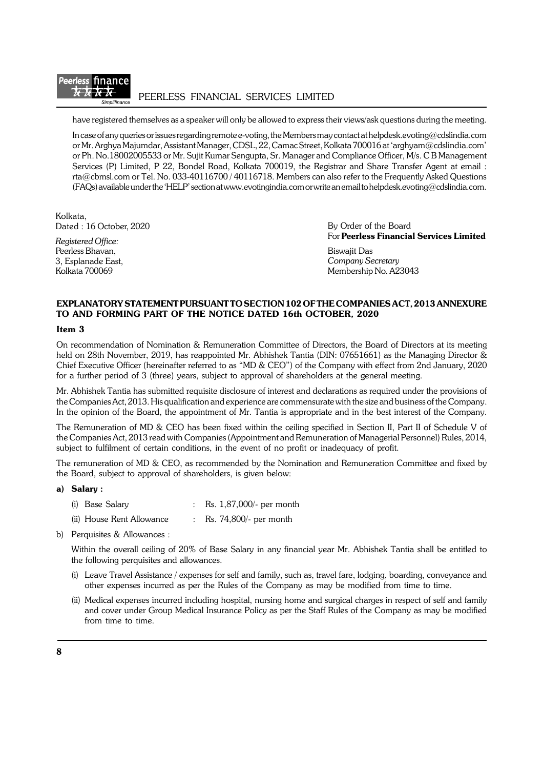have registered themselves as a speaker will only be allowed to express their views/ask questions during the meeting.

In case of any queries or issues regarding remote e-voting, the Members may contact at helpdesk.evoting@cdslindia.com or Mr. Arghya Majumdar, Assistant Manager, CDSL, 22, Camac Street, Kolkata 700016 at 'arghyam@cdslindia.com' or Ph. No.18002005533 or Mr. Sujit Kumar Sengupta, Sr. Manager and Compliance Officer, M/s. C B Management Services (P) Limited, P 22, Bondel Road, Kolkata 700019, the Registrar and Share Transfer Agent at email : rta@cbmsl.com or Tel. No. 033-40116700 / 40116718. Members can also refer to the Frequently Asked Questions (FAQs) available under the 'HELP' section at www.evotingindia.com or write an email to helpdesk.evoting@cdslindia.com.

Kolkata,
Dated : 16 October, 2020

*Registered Office:*
Peerless Bhavan,
3, Esplanade East,
Kolkata 700069

By Order of the Board
For **Peerless Financial Services Limited**

Biswajit Das
*Company Secretary*
Membership No. A23043

**EXPLANATORY STATEMENT PURSUANT TO SECTION 102 OF THE COMPANIES ACT, 2013 ANNEXURE TO AND FORMING PART OF THE NOTICE DATED 16th OCTOBER, 2020**

**Item 3**

On recommendation of Nomination & Remuneration Committee of Directors, the Board of Directors at its meeting held on 28th November, 2019, has reappointed Mr. Abhishek Tantia (DIN: 07651661) as the Managing Director & Chief Executive Officer (hereinafter referred to as "MD & CEO") of the Company with effect from 2nd January, 2020 for a further period of 3 (three) years, subject to approval of shareholders at the general meeting.

Mr. Abhishek Tantia has submitted requisite disclosure of interest and declarations as required under the provisions of the Companies Act, 2013. His qualification and experience are commensurate with the size and business of the Company. In the opinion of the Board, the appointment of Mr. Tantia is appropriate and in the best interest of the Company.

The Remuneration of MD & CEO has been fixed within the ceiling specified in Section II, Part II of Schedule V of the Companies Act, 2013 read with Companies (Appointment and Remuneration of Managerial Personnel) Rules, 2014, subject to fulfilment of certain conditions, in the event of no profit or inadequacy of profit.

The remuneration of MD & CEO, as recommended by the Nomination and Remuneration Committee and fixed by the Board, subject to approval of shareholders, is given below:

**a) Salary :**

(i) Base Salary : Rs. 1,87,000/- per month

(ii) House Rent Allowance : Rs. 74,800/- per month

b) Perquisites & Allowances :

Within the overall ceiling of 20% of Base Salary in any financial year Mr. Abhishek Tantia shall be entitled to the following perquisites and allowances.

(i) Leave Travel Assistance / expenses for self and family, such as, travel fare, lodging, boarding, conveyance and other expenses incurred as per the Rules of the Company as may be modified from time to time.

(ii) Medical expenses incurred including hospital, nursing home and surgical charges in respect of self and family and cover under Group Medical Insurance Policy as per the Staff Rules of the Company as may be modified from time to time.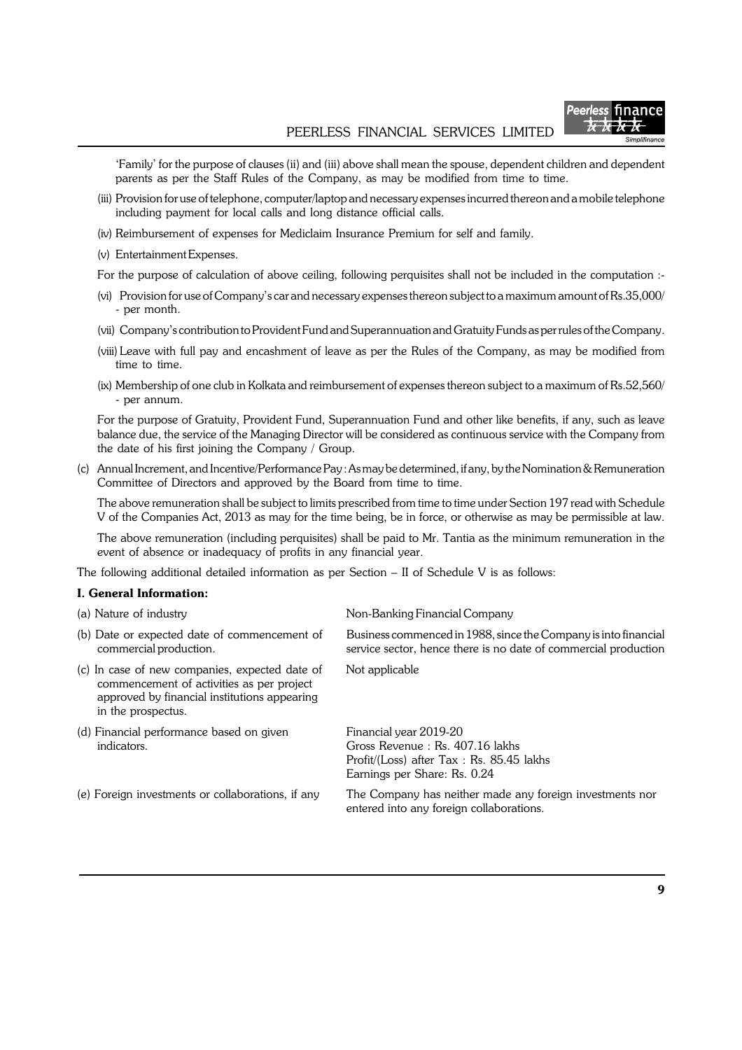'Family' for the purpose of clauses (ii) and (iii) above shall mean the spouse, dependent children and dependent parents as per the Staff Rules of the Company, as may be modified from time to time.

(iii) Provision for use of telephone, computer/laptop and necessary expenses incurred thereon and a mobile telephone including payment for local calls and long distance official calls.

(iv) Reimbursement of expenses for Mediclaim Insurance Premium for self and family.

(v) Entertainment Expenses.

For the purpose of calculation of above ceiling, following perquisites shall not be included in the computation :-

(vi) Provision for use of Company's car and necessary expenses thereon subject to a maximum amount of Rs.35,000/- per month.

(vii) Company's contribution to Provident Fund and Superannuation and Gratuity Funds as per rules of the Company.

(viii) Leave with full pay and encashment of leave as per the Rules of the Company, as may be modified from time to time.

(ix) Membership of one club in Kolkata and reimbursement of expenses thereon subject to a maximum of Rs.52,560/- per annum.

For the purpose of Gratuity, Provident Fund, Superannuation Fund and other like benefits, if any, such as leave balance due, the service of the Managing Director will be considered as continuous service with the Company from the date of his first joining the Company / Group.

(c) Annual Increment, and Incentive/Performance Pay : As may be determined, if any, by the Nomination & Remuneration Committee of Directors and approved by the Board from time to time.

The above remuneration shall be subject to limits prescribed from time to time under Section 197 read with Schedule V of the Companies Act, 2013 as may for the time being, be in force, or otherwise as may be permissible at law.

The above remuneration (including perquisites) shall be paid to Mr. Tantia as the minimum remuneration in the event of absence or inadequacy of profits in any financial year.

The following additional detailed information as per Section – II of Schedule V is as follows:

**I. General Information:**

| | |
|---|---|
| (a) Nature of industry | Non-Banking Financial Company |
| (b) Date or expected date of commencement of commercial production. | Business commenced in 1988, since the Company is into financial service sector, hence there is no date of commercial production |
| (c) In case of new companies, expected date of commencement of activities as per project approved by financial institutions appearing in the prospectus. | Not applicable |
| (d) Financial performance based on given indicators. | Financial year 2019-20<br>Gross Revenue : Rs. 407.16 lakhs<br>Profit/(Loss) after Tax : Rs. 85.45 lakhs<br>Earnings per Share: Rs. 0.24 |
| (e) Foreign investments or collaborations, if any | The Company has neither made any foreign investments nor entered into any foreign collaborations. |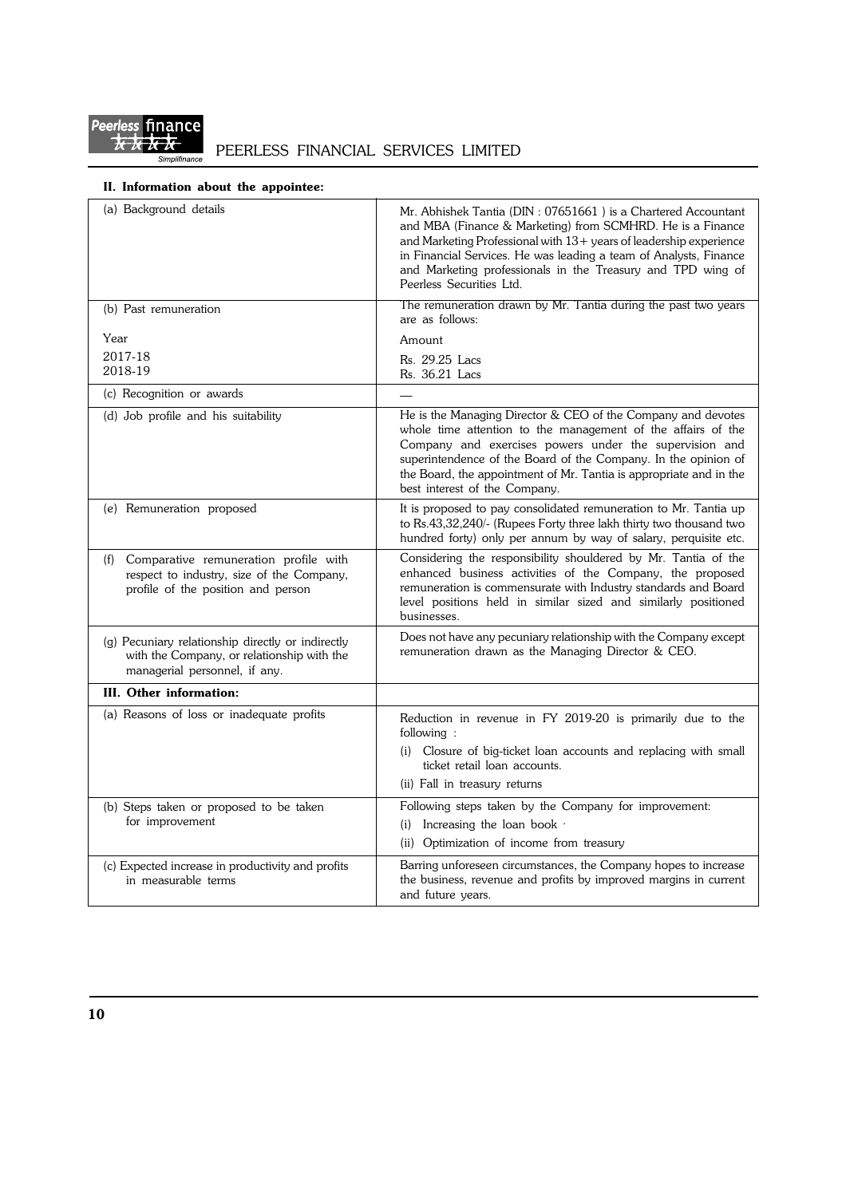## II. Information about the appointee:

| | |
|---|---|
| (a) Background details | Mr. Abhishek Tantia (DIN : 07651661 ) is a Chartered Accountant and MBA (Finance & Marketing) from SCMHRD. He is a Finance and Marketing Professional with 13+ years of leadership experience in Financial Services. He was leading a team of Analysts, Finance and Marketing professionals in the Treasury and TPD wing of Peerless Securities Ltd. |
| (b) Past remuneration<br><br>Year<br>2017-18<br>2018-19 | The remuneration drawn by Mr. Tantia during the past two years are as follows:<br><br>Amount<br>Rs. 29.25 Lacs<br>Rs. 36.21 Lacs |
| (c) Recognition or awards | — |
| (d) Job profile and his suitability | He is the Managing Director & CEO of the Company and devotes whole time attention to the management of the affairs of the Company and exercises powers under the supervision and superintendence of the Board of the Company. In the opinion of the Board, the appointment of Mr. Tantia is appropriate and in the best interest of the Company. |
| (e) Remuneration proposed | It is proposed to pay consolidated remuneration to Mr. Tantia up to Rs.43,32,240/- (Rupees Forty three lakh thirty two thousand two hundred forty) only per annum by way of salary, perquisite etc. |
| (f) Comparative remuneration profile with respect to industry, size of the Company, profile of the position and person | Considering the responsibility shouldered by Mr. Tantia of the enhanced business activities of the Company, the proposed remuneration is commensurate with Industry standards and Board level positions held in similar sized and similarly positioned businesses. |
| (g) Pecuniary relationship directly or indirectly with the Company, or relationship with the managerial personnel, if any. | Does not have any pecuniary relationship with the Company except remuneration drawn as the Managing Director & CEO. |
| **III. Other information:** | |
| (a) Reasons of loss or inadequate profits | Reduction in revenue in FY 2019-20 is primarily due to the following :<br>(i) Closure of big-ticket loan accounts and replacing with small ticket retail loan accounts.<br>(ii) Fall in treasury returns |
| (b) Steps taken or proposed to be taken for improvement | Following steps taken by the Company for improvement:<br>(i) Increasing the loan book<br>(ii) Optimization of income from treasury |
| (c) Expected increase in productivity and profits in measurable terms | Barring unforeseen circumstances, the Company hopes to increase the business, revenue and profits by improved margins in current and future years. |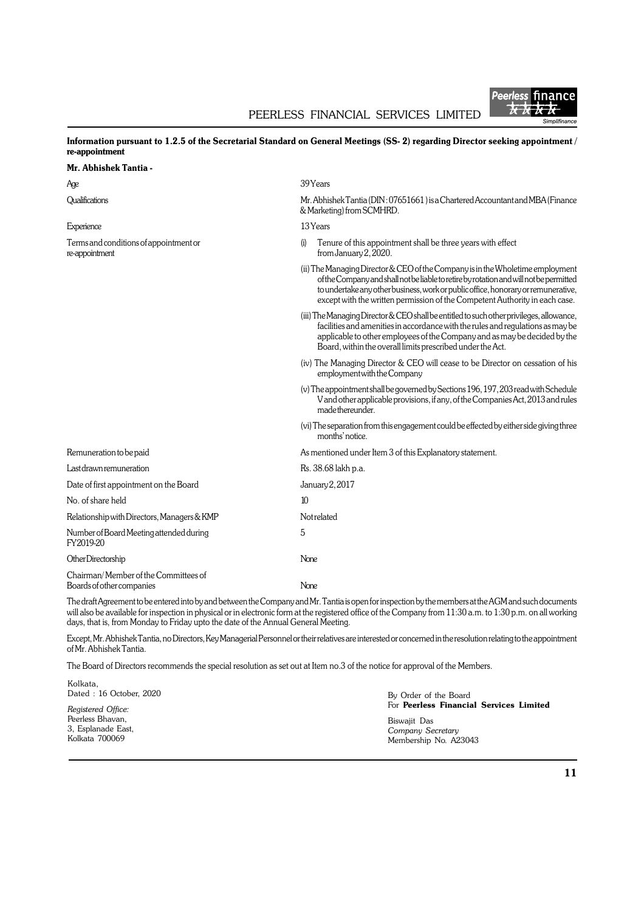**Information pursuant to 1.2.5 of the Secretarial Standard on General Meetings (SS- 2) regarding Director seeking appointment / re-appointment**

**Mr. Abhishek Tantia -**

| | |
|---|---|
| Age | 39 Years |
| Qualifications | Mr. Abhishek Tantia (DIN : 07651661 ) is a Chartered Accountant and MBA (Finance & Marketing) from SCMHRD. |
| Experience | 13 Years |
| Terms and conditions of appointment or re-appointment | (i) Tenure of this appointment shall be three years with effect from January 2, 2020.<br>(ii) The Managing Director & CEO of the Company is in the Wholetime employment of the Company and shall not be liable to retire by rotation and will not be permitted to undertake any other business, work or public office, honorary or remunerative, except with the written permission of the Competent Authority in each case.<br>(iii) The Managing Director & CEO shall be entitled to such other privileges, allowance, facilities and amenities in accordance with the rules and regulations as may be applicable to other employees of the Company and as may be decided by the Board, within the overall limits prescribed under the Act.<br>(iv) The Managing Director & CEO will cease to be Director on cessation of his employment with the Company<br>(v) The appointment shall be governed by Sections 196, 197, 203 read with Schedule V and other applicable provisions, if any, of the Companies Act, 2013 and rules made thereunder.<br>(vi) The separation from this engagement could be effected by either side giving three months' notice. |
| Remuneration to be paid | As mentioned under Item 3 of this Explanatory statement. |
| Last drawn remuneration | Rs. 38.68 lakh p.a. |
| Date of first appointment on the Board | January 2, 2017 |
| No. of share held | 10 |
| Relationship with Directors, Managers & KMP | Not related |
| Number of Board Meeting attended during FY2019-20 | 5 |
| Other Directorship | None |
| Chairman/ Member of the Committees of Boards of other companies | None |

The draft Agreement to be entered into by and between the Company and Mr. Tantia is open for inspection by the members at the AGM and such documents will also be available for inspection in physical or in electronic form at the registered office of the Company from 11:30 a.m. to 1:30 p.m. on all working days, that is, from Monday to Friday upto the date of the Annual General Meeting.

Except, Mr. Abhishek Tantia, no Directors, Key Managerial Personnel or their relatives are interested or concerned in the resolution relating to the appointment of Mr. Abhishek Tantia.

The Board of Directors recommends the special resolution as set out at Item no.3 of the notice for approval of the Members.

Kolkata,
Dated : 16 October, 2020

*Registered Office:*
Peerless Bhavan,
3, Esplanade East,
Kolkata 700069

By Order of the Board
For **Peerless Financial Services Limited**

Biswajit Das
*Company Secretary*
Membership No. A23043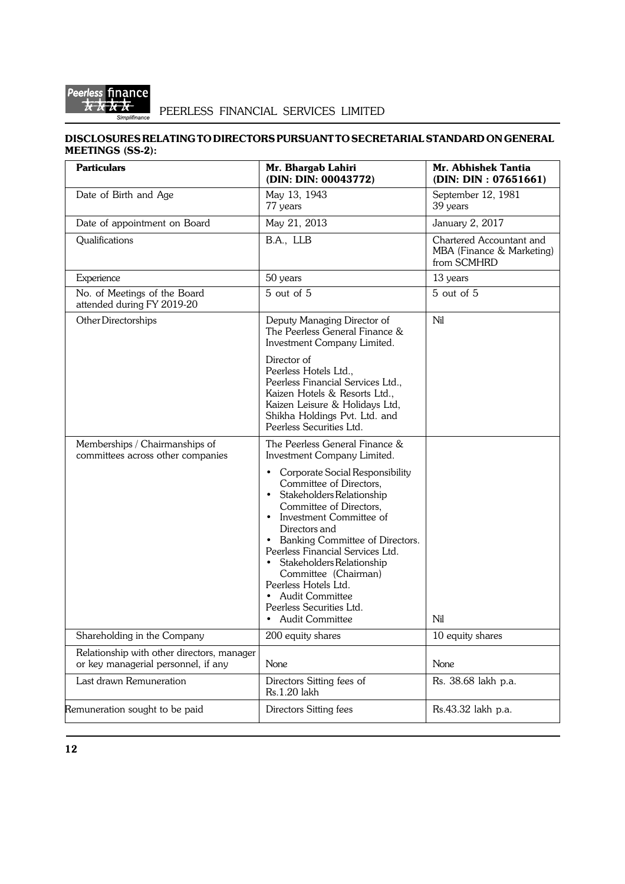**DISCLOSURES RELATING TO DIRECTORS PURSUANT TO SECRETARIAL STANDARD ON GENERAL MEETINGS (SS-2):**

| Particulars | Mr. Bhargab Lahiri (DIN: DIN: 00043772) | Mr. Abhishek Tantia (DIN: DIN : 07651661) |
|---|---|---|
| Date of Birth and Age | May 13, 1943<br>77 years | September 12, 1981<br>39 years |
| Date of appointment on Board | May 21, 2013 | January 2, 2017 |
| Qualifications | B.A., LLB | Chartered Accountant and MBA (Finance & Marketing) from SCMHRD |
| Experience | 50 years | 13 years |
| No. of Meetings of the Board attended during FY 2019-20 | 5 out of 5 | 5 out of 5 |
| Other Directorships | Deputy Managing Director of The Peerless General Finance & Investment Company Limited.<br><br>Director of<br>Peerless Hotels Ltd.,<br>Peerless Financial Services Ltd.,<br>Kaizen Hotels & Resorts Ltd.,<br>Kaizen Leisure & Holidays Ltd,<br>Shikha Holdings Pvt. Ltd. and<br>Peerless Securities Ltd. | Nil |
| Memberships / Chairmanships of committees across other companies | The Peerless General Finance & Investment Company Limited.<br>• Corporate Social Responsibility Committee of Directors,<br>• Stakeholders Relationship Committee of Directors,<br>• Investment Committee of Directors and<br>• Banking Committee of Directors.<br>Peerless Financial Services Ltd.<br>• Stakeholders Relationship Committee (Chairman)<br>Peerless Hotels Ltd.<br>• Audit Committee<br>Peerless Securities Ltd.<br>• Audit Committee | Nil |
| Shareholding in the Company | 200 equity shares | 10 equity shares |
| Relationship with other directors, manager or key managerial personnel, if any | None | None |
| Last drawn Remuneration | Directors Sitting fees of Rs.1.20 lakh | Rs. 38.68 lakh p.a. |
| Remuneration sought to be paid | Directors Sitting fees | Rs.43.32 lakh p.a. |